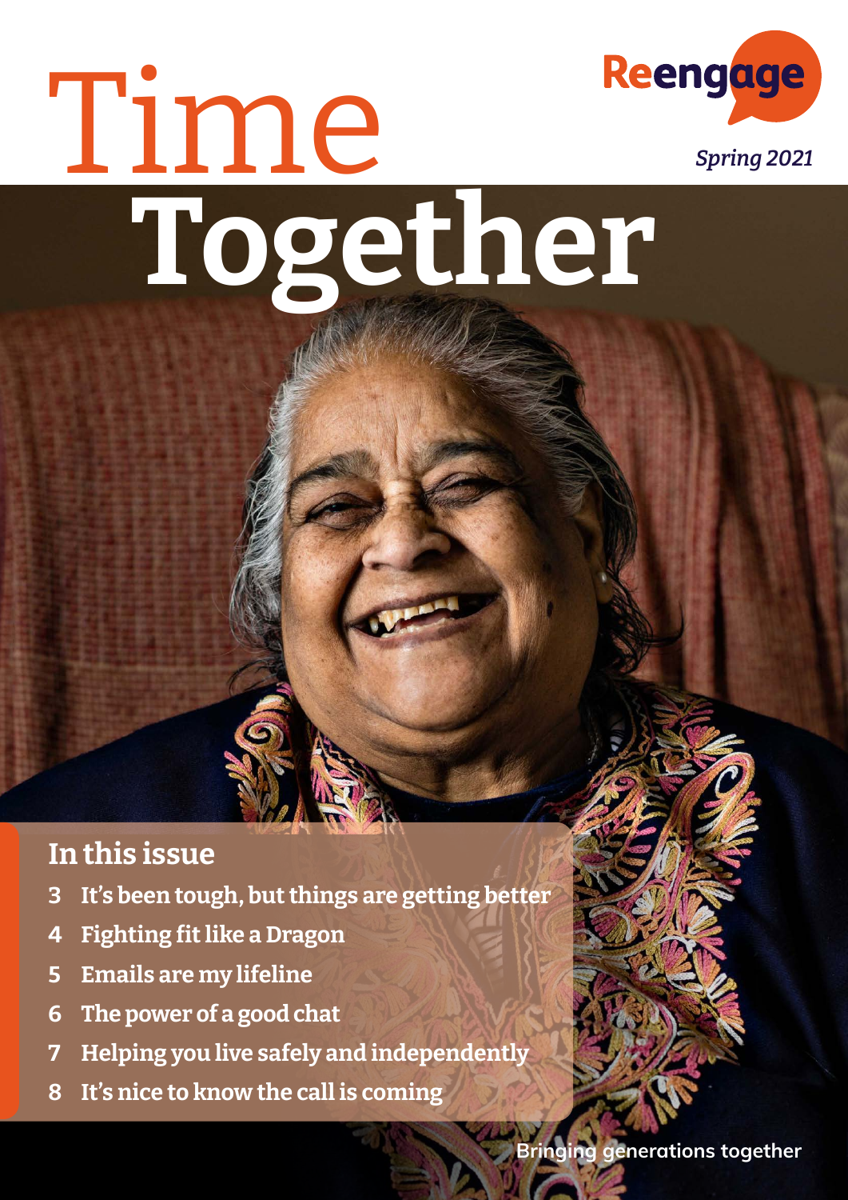Reengage

*Spring 2021*

# Time Together

## In this issue

3 It's been tough, but things are getting better

4 Fighting fit like a Dragon

5 Emails are my lifeline

6 The power of a good chat

7 Helping you live safely and independently

8 It's nice to know the call is coming

Bringing generations together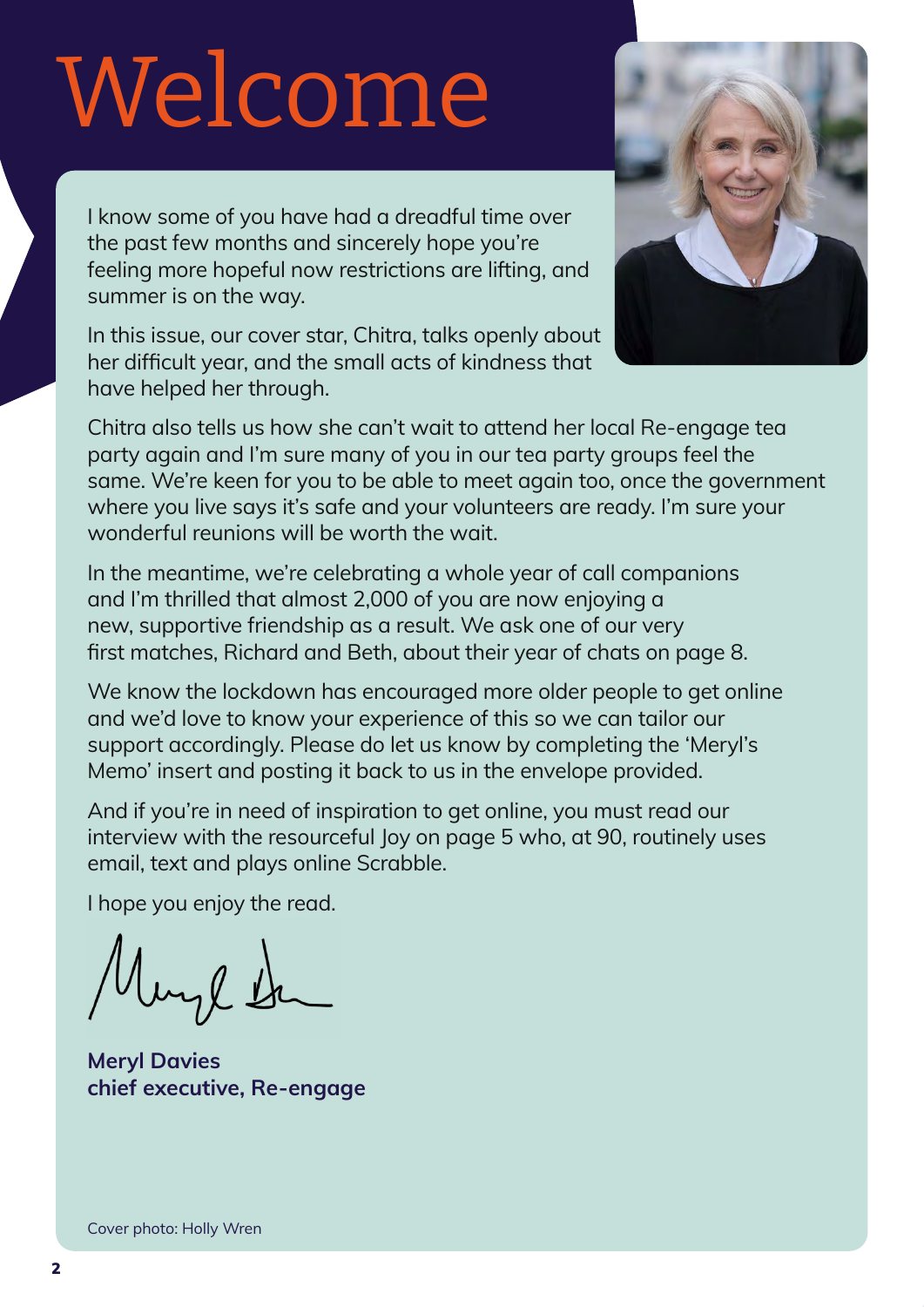# Welcome

I know some of you have had a dreadful time over the past few months and sincerely hope you're feeling more hopeful now restrictions are lifting, and summer is on the way.

In this issue, our cover star, Chitra, talks openly about her difficult year, and the small acts of kindness that have helped her through.

Chitra also tells us how she can't wait to attend her local Re-engage tea party again and I'm sure many of you in our tea party groups feel the same. We're keen for you to be able to meet again too, once the government where you live says it's safe and your volunteers are ready. I'm sure your wonderful reunions will be worth the wait.

In the meantime, we're celebrating a whole year of call companions and I'm thrilled that almost 2,000 of you are now enjoying a new, supportive friendship as a result. We ask one of our very first matches, Richard and Beth, about their year of chats on page 8.

We know the lockdown has encouraged more older people to get online and we'd love to know your experience of this so we can tailor our support accordingly. Please do let us know by completing the 'Meryl's Memo' insert and posting it back to us in the envelope provided.

And if you're in need of inspiration to get online, you must read our interview with the resourceful Joy on page 5 who, at 90, routinely uses email, text and plays online Scrabble.

I hope you enjoy the read.

**Meryl Davies**
**chief executive, Re-engage**

Cover photo: Holly Wren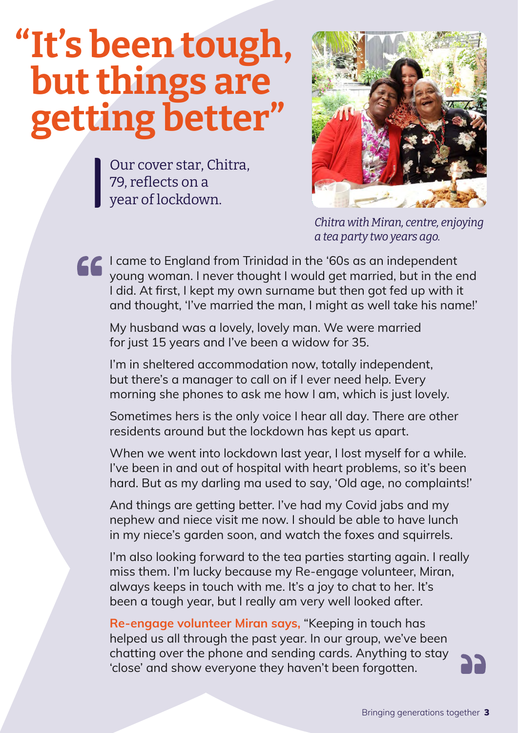# "It's been tough, but things are getting better"

Our cover star, Chitra, 79, reflects on a year of lockdown.

*Chitra with Miran, centre, enjoying a tea party two years ago.*

"I came to England from Trinidad in the '60s as an independent young woman. I never thought I would get married, but in the end I did. At first, I kept my own surname but then got fed up with it and thought, 'I've married the man, I might as well take his name!'

My husband was a lovely, lovely man. We were married for just 15 years and I've been a widow for 35.

I'm in sheltered accommodation now, totally independent, but there's a manager to call on if I ever need help. Every morning she phones to ask me how I am, which is just lovely.

Sometimes hers is the only voice I hear all day. There are other residents around but the lockdown has kept us apart.

When we went into lockdown last year, I lost myself for a while. I've been in and out of hospital with heart problems, so it's been hard. But as my darling ma used to say, 'Old age, no complaints!'

And things are getting better. I've had my Covid jabs and my nephew and niece visit me now. I should be able to have lunch in my niece's garden soon, and watch the foxes and squirrels.

I'm also looking forward to the tea parties starting again. I really miss them. I'm lucky because my Re-engage volunteer, Miran, always keeps in touch with me. It's a joy to chat to her. It's been a tough year, but I really am very well looked after.

**Re-engage volunteer Miran says,** "Keeping in touch has helped us all through the past year. In our group, we've been chatting over the phone and sending cards. Anything to stay 'close' and show everyone they haven't been forgotten."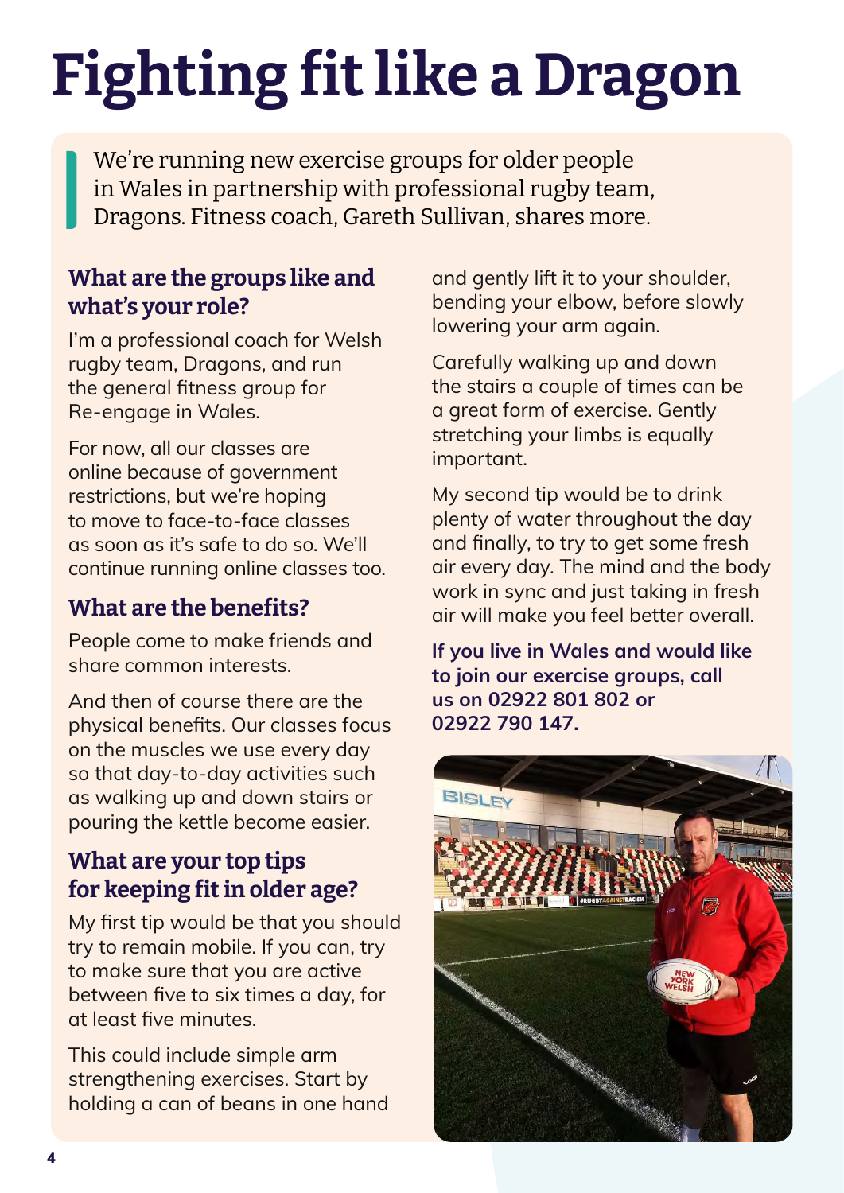# Fighting fit like a Dragon

We're running new exercise groups for older people in Wales in partnership with professional rugby team, Dragons. Fitness coach, Gareth Sullivan, shares more.

## What are the groups like and what's your role?

I'm a professional coach for Welsh rugby team, Dragons, and run the general fitness group for Re-engage in Wales.

For now, all our classes are online because of government restrictions, but we're hoping to move to face-to-face classes as soon as it's safe to do so. We'll continue running online classes too.

## What are the benefits?

People come to make friends and share common interests.

And then of course there are the physical benefits. Our classes focus on the muscles we use every day so that day-to-day activities such as walking up and down stairs or pouring the kettle become easier.

## What are your top tips for keeping fit in older age?

My first tip would be that you should try to remain mobile. If you can, try to make sure that you are active between five to six times a day, for at least five minutes.

This could include simple arm strengthening exercises. Start by holding a can of beans in one hand and gently lift it to your shoulder, bending your elbow, before slowly lowering your arm again.

Carefully walking up and down the stairs a couple of times can be a great form of exercise. Gently stretching your limbs is equally important.

My second tip would be to drink plenty of water throughout the day and finally, to try to get some fresh air every day. The mind and the body work in sync and just taking in fresh air will make you feel better overall.

**If you live in Wales and would like to join our exercise groups, call us on 02922 801 802 or 02922 790 147.**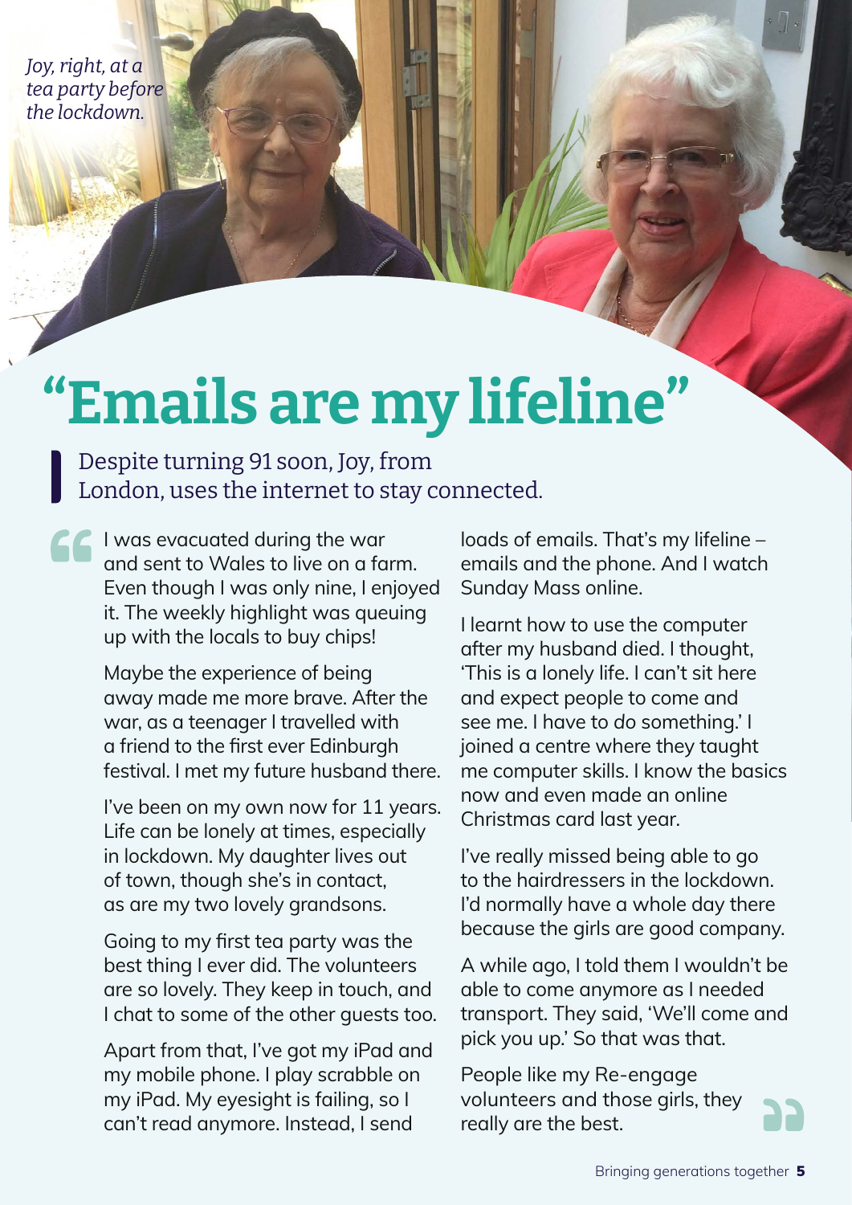*Joy, right, at a tea party before the lockdown.*

# "Emails are my lifeline"

Despite turning 91 soon, Joy, from London, uses the internet to stay connected.

I was evacuated during the war and sent to Wales to live on a farm. Even though I was only nine, I enjoyed it. The weekly highlight was queuing up with the locals to buy chips!

Maybe the experience of being away made me more brave. After the war, as a teenager I travelled with a friend to the first ever Edinburgh festival. I met my future husband there.

I've been on my own now for 11 years. Life can be lonely at times, especially in lockdown. My daughter lives out of town, though she's in contact, as are my two lovely grandsons.

Going to my first tea party was the best thing I ever did. The volunteers are so lovely. They keep in touch, and I chat to some of the other guests too.

Apart from that, I've got my iPad and my mobile phone. I play scrabble on my iPad. My eyesight is failing, so I can't read anymore. Instead, I send loads of emails. That's my lifeline – emails and the phone. And I watch Sunday Mass online.

I learnt how to use the computer after my husband died. I thought, 'This is a lonely life. I can't sit here and expect people to come and see me. I have to *do* something.' I joined a centre where they taught me computer skills. I know the basics now and even made an online Christmas card last year.

I've really missed being able to go to the hairdressers in the lockdown. I'd normally have a whole day there because the girls are good company.

A while ago, I told them I wouldn't be able to come anymore as I needed transport. They said, 'We'll come and pick you up.' So that was that.

People like my Re-engage volunteers and those girls, they really are the best.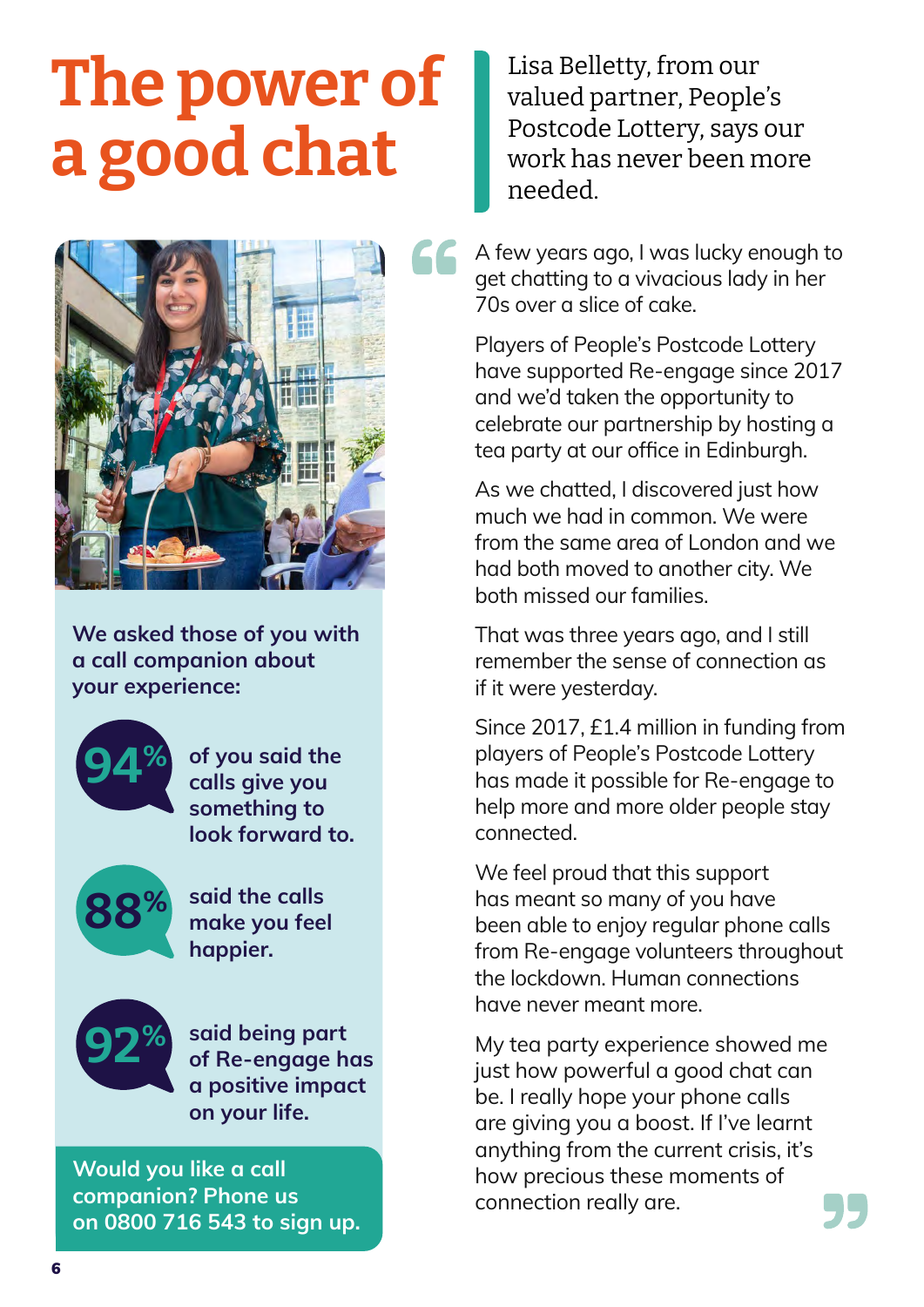# The power of a good chat

Lisa Belletty, from our valued partner, People's Postcode Lottery, says our work has never been more needed.

"A few years ago, I was lucky enough to get chatting to a vivacious lady in her 70s over a slice of cake.

Players of People's Postcode Lottery have supported Re-engage since 2017 and we'd taken the opportunity to celebrate our partnership by hosting a tea party at our office in Edinburgh.

As we chatted, I discovered just how much we had in common. We were from the same area of London and we had both moved to another city. We both missed our families.

That was three years ago, and I still remember the sense of connection as if it were yesterday.

Since 2017, £1.4 million in funding from players of People's Postcode Lottery has made it possible for Re-engage to help more and more older people stay connected.

We feel proud that this support has meant so many of you have been able to enjoy regular phone calls from Re-engage volunteers throughout the lockdown. Human connections have never meant more.

My tea party experience showed me just how powerful a good chat can be. I really hope your phone calls are giving you a boost. If I've learnt anything from the current crisis, it's how precious these moments of connection really are."

**We asked those of you with a call companion about your experience:**

**94%** of you said the calls give you something to look forward to.

**88%** said the calls make you feel happier.

**92%** said being part of Re-engage has a positive impact on your life.

**Would you like a call companion? Phone us on 0800 716 543 to sign up.**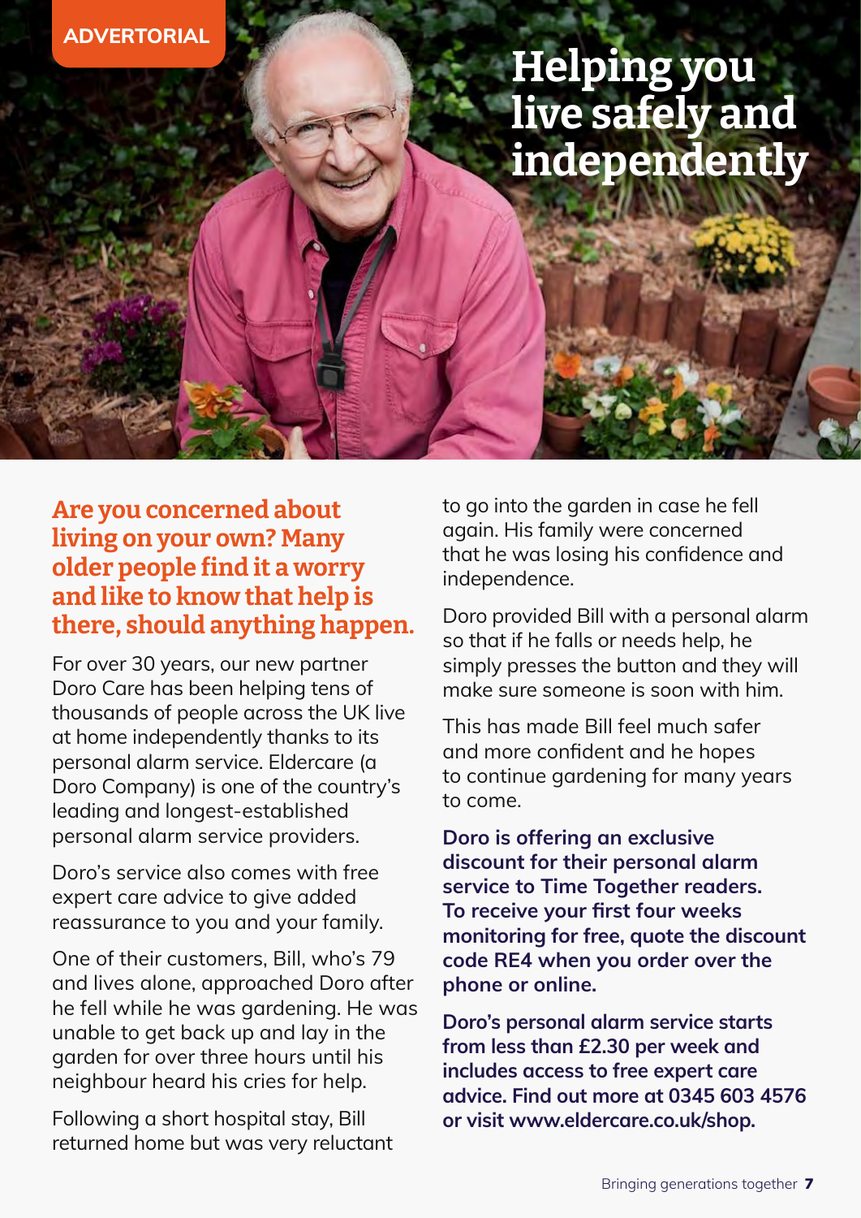ADVERTORIAL

# Helping you live safely and independently

**Are you concerned about living on your own? Many older people find it a worry and like to know that help is there, should anything happen.**

For over 30 years, our new partner Doro Care has been helping tens of thousands of people across the UK live at home independently thanks to its personal alarm service. Eldercare (a Doro Company) is one of the country's leading and longest-established personal alarm service providers.

Doro's service also comes with free expert care advice to give added reassurance to you and your family.

One of their customers, Bill, who's 79 and lives alone, approached Doro after he fell while he was gardening. He was unable to get back up and lay in the garden for over three hours until his neighbour heard his cries for help.

Following a short hospital stay, Bill returned home but was very reluctant to go into the garden in case he fell again. His family were concerned that he was losing his confidence and independence.

Doro provided Bill with a personal alarm so that if he falls or needs help, he simply presses the button and they will make sure someone is soon with him.

This has made Bill feel much safer and more confident and he hopes to continue gardening for many years to come.

**Doro is offering an exclusive discount for their personal alarm service to Time Together readers. To receive your first four weeks monitoring for free, quote the discount code RE4 when you order over the phone or online.**

**Doro's personal alarm service starts from less than £2.30 per week and includes access to free expert care advice. Find out more at 0345 603 4576 or visit www.eldercare.co.uk/shop.**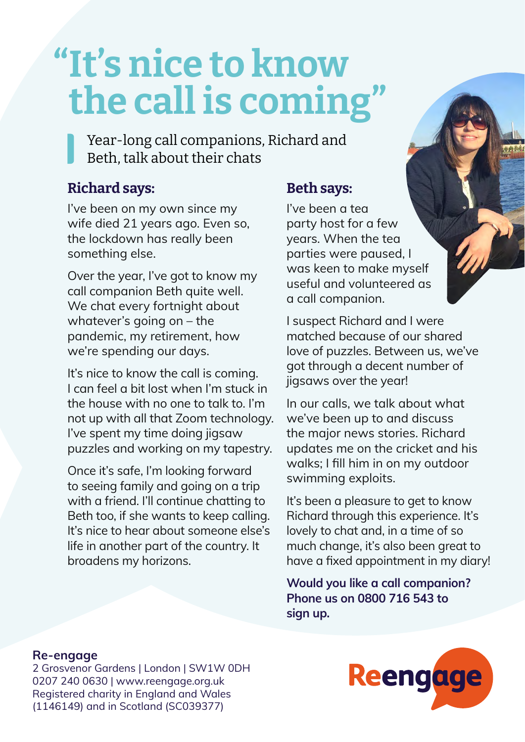# "It's nice to know the call is coming"

Year-long call companions, Richard and Beth, talk about their chats

## Richard says:

I've been on my own since my wife died 21 years ago. Even so, the lockdown has really been something else.

Over the year, I've got to know my call companion Beth quite well. We chat every fortnight about whatever's going on – the pandemic, my retirement, how we're spending our days.

It's nice to know the call is coming. I can feel a bit lost when I'm stuck in the house with no one to talk to. I'm not up with all that Zoom technology. I've spent my time doing jigsaw puzzles and working on my tapestry.

Once it's safe, I'm looking forward to seeing family and going on a trip with a friend. I'll continue chatting to Beth too, if she wants to keep calling. It's nice to hear about someone else's life in another part of the country. It broadens my horizons.

## Beth says:

I've been a tea party host for a few years. When the tea parties were paused, I was keen to make myself useful and volunteered as a call companion.

I suspect Richard and I were matched because of our shared love of puzzles. Between us, we've got through a decent number of jigsaws over the year!

In our calls, we talk about what we've been up to and discuss the major news stories. Richard updates me on the cricket and his walks; I fill him in on my outdoor swimming exploits.

It's been a pleasure to get to know Richard through this experience. It's lovely to chat and, in a time of so much change, it's also been great to have a fixed appointment in my diary!

**Would you like a call companion? Phone us on 0800 716 543 to sign up.**

**Re-engage**
2 Grosvenor Gardens | London | SW1W 0DH
0207 240 0630 | www.reengage.org.uk
Registered charity in England and Wales (1146149) and in Scotland (SC039377)

Reengage